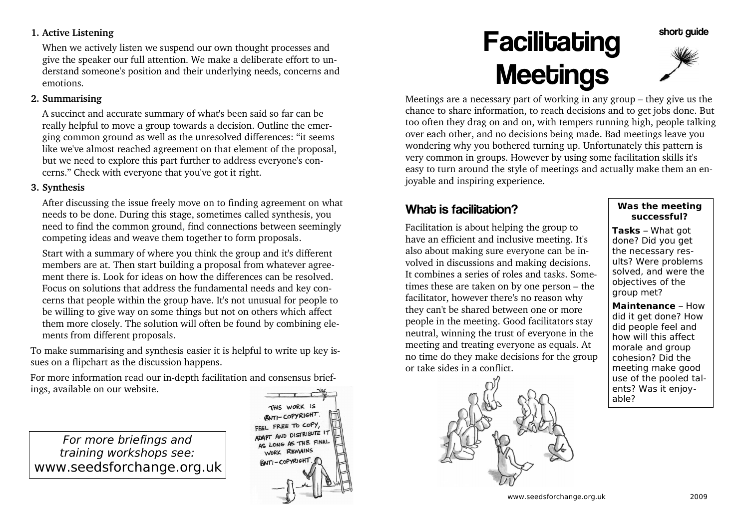# Facilitating Meetings

short guide

Meetings are a necessary part of working in any group – they give us the chance to share information, to reach decisions and to get jobs done. But too often they drag on and on, with tempers running high, people talking over each other, and no decisions being made. Bad meetings leave you wondering why you bothered turning up. Unfortunately this pattern is very common in groups. However by using some facilitation skills it's easy to turn around the style of meetings and actually make them an enjoyable and inspiring experience.

## What is facilitation?

Facilitation is about helping the group to have an efficient and inclusive meeting. It's also about making sure everyone can be involved in discussions and making decisions. It combines a series of roles and tasks. Sometimes these are taken on by one person – the facilitator, however there's no reason why they can't be shared between one or more people in the meeting. Good facilitators stay neutral, winning the trust of everyone in the meeting and treating everyone as equals. At no time do they make decisions for the group or take sides in a conflict.

**Was the meeting successful?**

**Tasks** – What got done? Did you get the necessary results? Were problems solved, and were the objectives of the group met?

**Maintenance** – How did it get done? How did people feel and how will this affect morale and group cohesion? Did the meeting make good use of the pooled talents? Was it enjoyable?

**1. Active Listening**

When we actively listen we suspend our own thought processes and give the speaker our full attention. We make a deliberate effort to understand someone's position and their underlying needs, concerns and emotions.

**2. Summarising**

A succinct and accurate summary of what's been said so far can be really helpful to move a group towards a decision. Outline the emerging common ground as well as the unresolved differences: "it seems like we've almost reached agreement on that element of the proposal, but we need to explore this part further to address everyone's concerns." Check with everyone that you've got it right.

**3. Synthesis**

After discussing the issue freely move on to finding agreement on what needs to be done. During this stage, sometimes called synthesis, you need to find the common ground, find connections between seemingly competing ideas and weave them together to form proposals.

Start with a summary of where you think the group and it's different members are at. Then start building a proposal from whatever agreement there is. Look for ideas on how the differences can be resolved. Focus on solutions that address the fundamental needs and key concerns that people within the group have. It's not unusual for people to be willing to give way on some things but not on others which affect them more closely. The solution will often be found by combining elements from different proposals.

To make summarising and synthesis easier it is helpful to write up key issues on a flipchart as the discussion happens.

For more information read our in-depth facilitation and consensus briefings, available on our website.

*For more briefings and training workshops see:*
www.seedsforchange.org.uk

THIS WORK IS ANTI-COPYRIGHT. FEEL FREE TO COPY, ADAPT AND DISTRIBUTE IT AS LONG AS THE FINAL WORK REMAINS ANTI-COPYRIGHT.

www.seedsforchange.org.uk 2009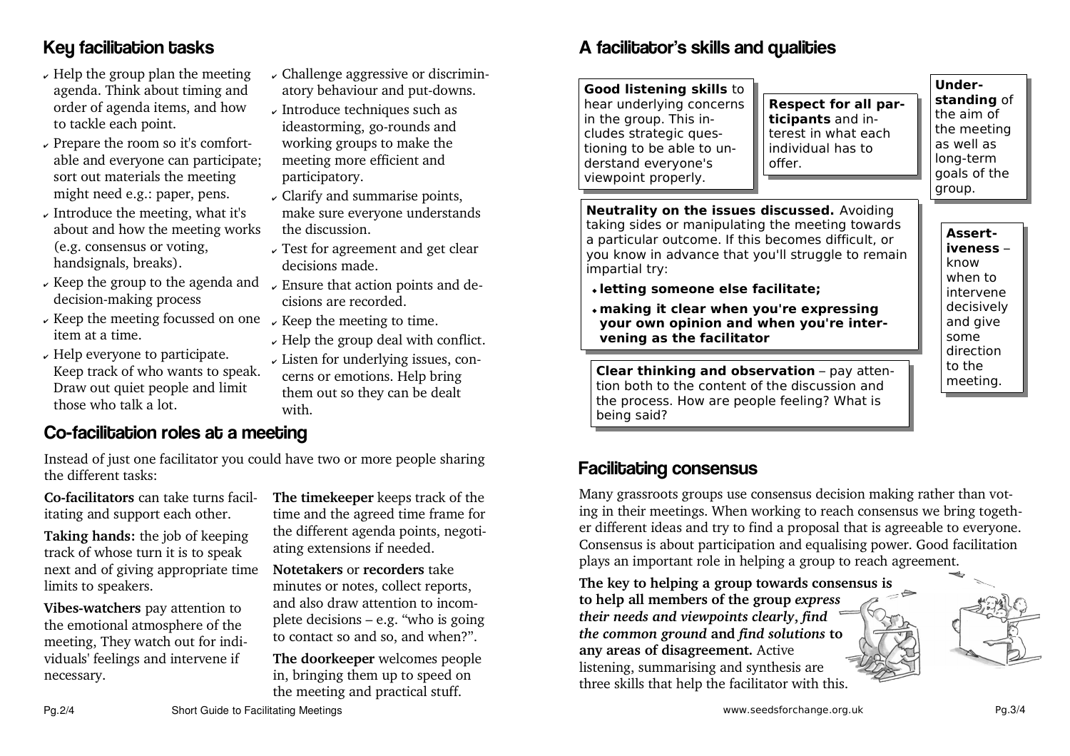## Key facilitation tasks

- Help the group plan the meeting agenda. Think about timing and order of agenda items, and how to tackle each point.
- Prepare the room so it's comfortable and everyone can participate; sort out materials the meeting might need e.g.: paper, pens.
- Introduce the meeting, what it's about and how the meeting works (e.g. consensus or voting, handsignals, breaks).
- Keep the group to the agenda and decision-making process
- Keep the meeting focussed on one item at a time.
- Help everyone to participate. Keep track of who wants to speak. Draw out quiet people and limit those who talk a lot.
- Challenge aggressive or discriminatory behaviour and put-downs.
- Introduce techniques such as ideastorming, go-rounds and working groups to make the meeting more efficient and participatory.
- Clarify and summarise points, make sure everyone understands the discussion.
- Test for agreement and get clear decisions made.
- Ensure that action points and decisions are recorded.
- Keep the meeting to time.
- Help the group deal with conflict.
- Listen for underlying issues, concerns or emotions. Help bring them out so they can be dealt with.

## Co-facilitation roles at a meeting

Instead of just one facilitator you could have two or more people sharing the different tasks:

**Co-facilitators** can take turns facilitating and support each other.

**Taking hands:** the job of keeping track of whose turn it is to speak next and of giving appropriate time limits to speakers.

**Vibes-watchers** pay attention to the emotional atmosphere of the meeting, They watch out for individuals' feelings and intervene if necessary.

**The timekeeper** keeps track of the time and the agreed time frame for the different agenda points, negotiating extensions if needed.

**Notetakers** or **recorders** take minutes or notes, collect reports, and also draw attention to incomplete decisions – e.g. "who is going to contact so and so, and when?".

**The doorkeeper** welcomes people in, bringing them up to speed on the meeting and practical stuff.

## A facilitator's skills and qualities

**Good listening skills** to hear underlying concerns in the group. This includes strategic questioning to be able to understand everyone's viewpoint properly.

**Respect for all participants** and interest in what each individual has to offer.

**Understanding** of the aim of the meeting as well as long-term goals of the group.

**Neutrality on the issues discussed.** Avoiding taking sides or manipulating the meeting towards a particular outcome. If this becomes difficult, or you know in advance that you'll struggle to remain impartial try:

- **letting someone else facilitate;**
- **making it clear when you're expressing your own opinion and when you're intervening as the facilitator**

**Assertiveness** – know when to intervene decisively and give some direction to the meeting.

**Clear thinking and observation** – pay attention both to the content of the discussion and the process. How are people feeling? What is being said?

## Facilitating consensus

Many grassroots groups use consensus decision making rather than voting in their meetings. When working to reach consensus we bring together different ideas and try to find a proposal that is agreeable to everyone. Consensus is about participation and equalising power. Good facilitation plays an important role in helping a group to reach agreement.

**The key to helping a group towards consensus is to help all members of the group *express their needs and viewpoints clearly*, *find the common ground* and *find solutions* to any areas of disagreement.** Active listening, summarising and synthesis are three skills that help the facilitator with this.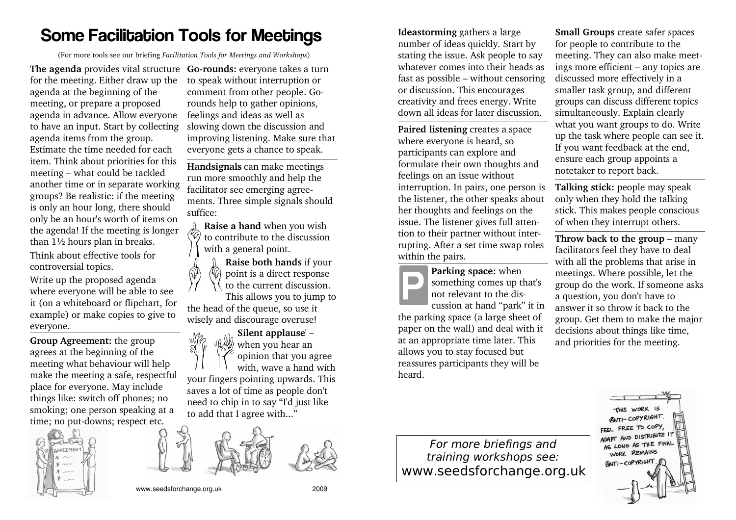# Some Facilitation Tools for Meetings

(For more tools see our briefing *Facilitation Tools for Meetings and Workshops*)

**The agenda** provides vital structure for the meeting. Either draw up the agenda at the beginning of the meeting, or prepare a proposed agenda in advance. Allow everyone to have an input. Start by collecting agenda items from the group. Estimate the time needed for each item. Think about priorities for this meeting – what could be tackled another time or in separate working groups? Be realistic: if the meeting is only an hour long, there should only be an hour's worth of items on the agenda! If the meeting is longer than 1½ hours plan in breaks.

Think about effective tools for controversial topics.

Write up the proposed agenda where everyone will be able to see it (on a whiteboard or flipchart, for example) or make copies to give to everyone.

**Group Agreement:** the group agrees at the beginning of the meeting what behaviour will help make the meeting a safe, respectful place for everyone. May include things like: switch off phones; no smoking; one person speaking at a time; no put-downs; respect etc.

**Go-rounds:** everyone takes a turn to speak without interruption or comment from other people. Go-rounds help to gather opinions, feelings and ideas as well as slowing down the discussion and improving listening. Make sure that everyone gets a chance to speak.

**Handsignals** can make meetings run more smoothly and help the facilitator see emerging agreements. Three simple signals should suffice:

**Raise a hand** when you wish to contribute to the discussion with a general point.

**Raise both hands** if your point is a direct response to the current discussion. This allows you to jump to the head of the queue, so use it wisely and discourage overuse!

**Silent applause**' – when you hear an opinion that you agree with, wave a hand with your fingers pointing upwards. This saves a lot of time as people don't need to chip in to say "I'd just like to add that I agree with..."

**Ideastorming** gathers a large number of ideas quickly. Start by stating the issue. Ask people to say whatever comes into their heads as fast as possible – without censoring or discussion. This encourages creativity and frees energy. Write down all ideas for later discussion.

**Paired listening** creates a space where everyone is heard, so participants can explore and formulate their own thoughts and feelings on an issue without interruption. In pairs, one person is the listener, the other speaks about her thoughts and feelings on the issue. The listener gives full attention to their partner without interrupting. After a set time swap roles within the pairs.

**Parking space:** when something comes up that's not relevant to the discussion at hand "park" it in the parking space (a large sheet of paper on the wall) and deal with it at an appropriate time later. This allows you to stay focused but reassures participants they will be heard.

**Small Groups** create safer spaces for people to contribute to the meeting. They can also make meetings more efficient – any topics are discussed more effectively in a smaller task group, and different groups can discuss different topics simultaneously. Explain clearly what you want groups to do. Write up the task where people can see it. If you want feedback at the end, ensure each group appoints a notetaker to report back.

**Talking stick:** people may speak only when they hold the talking stick. This makes people conscious of when they interrupt others.

**Throw back to the group** – many facilitators feel they have to deal with all the problems that arise in meetings. Where possible, let the group do the work. If someone asks a question, you don't have to answer it so throw it back to the group. Get them to make the major decisions about things like time, and priorities for the meeting.

*For more briefings and training workshops see:*
www.seedsforchange.org.uk

www.seedsforchange.org.uk 2009